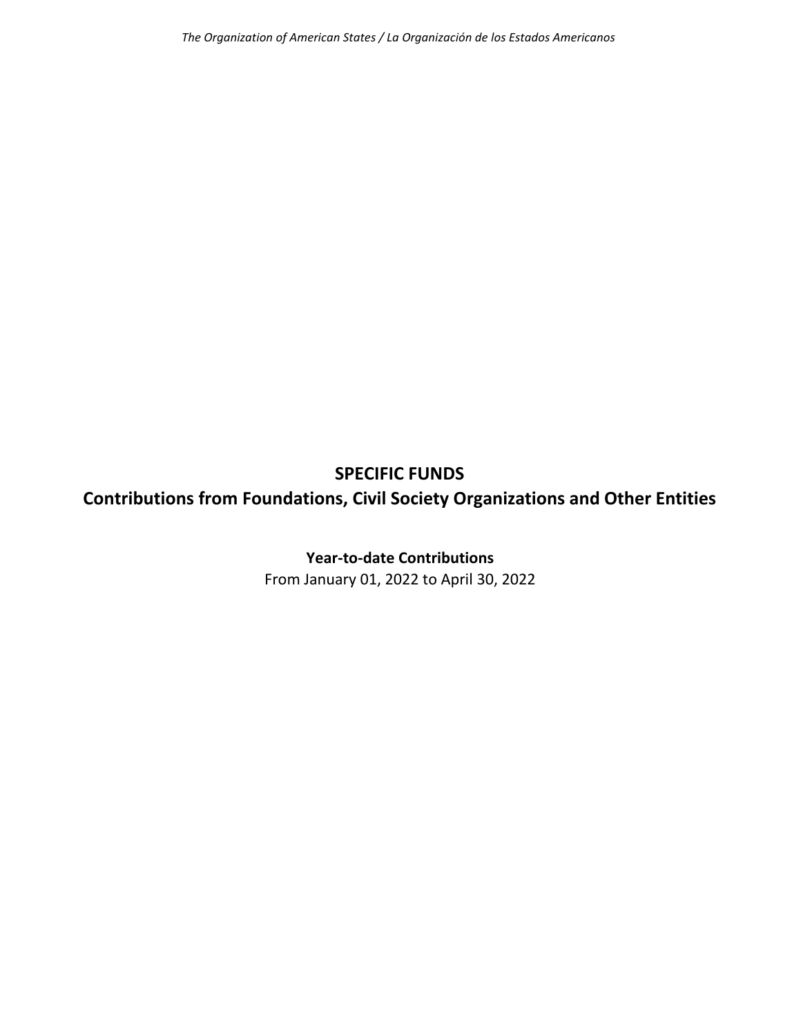*The Organization of American States / La Organización de los Estados Americanos*

# SPECIFIC FUNDS

## Contributions from Foundations, Civil Society Organizations and Other Entities

**Year-to-date Contributions**

From January 01, 2022 to April 30, 2022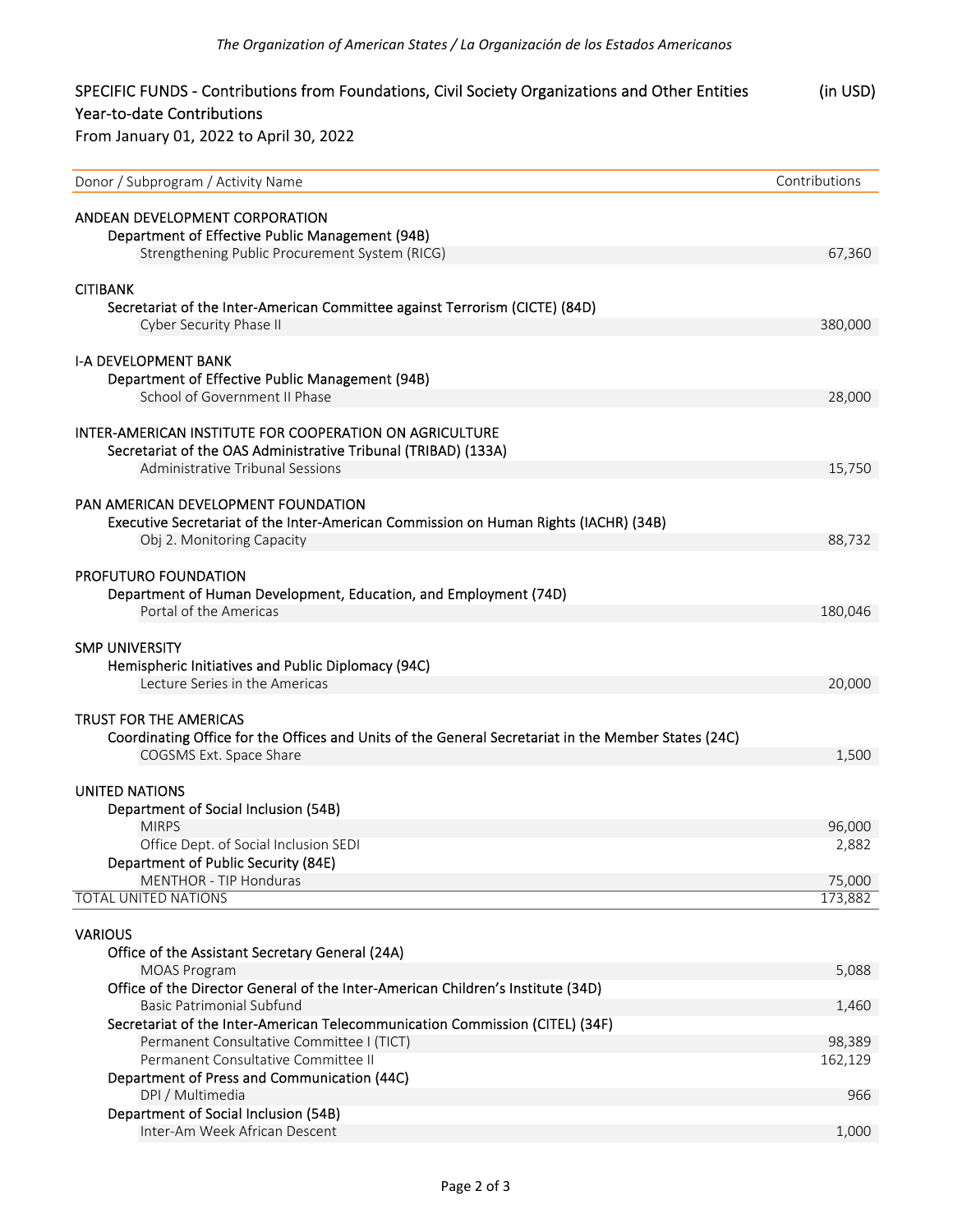*The Organization of American States / La Organización de los Estados Americanos*

## SPECIFIC FUNDS - Contributions from Foundations, Civil Society Organizations and Other Entities (in USD)

### Year-to-date Contributions

From January 01, 2022 to April 30, 2022

| Donor / Subprogram / Activity Name | Contributions |
|---|---|
| **ANDEAN DEVELOPMENT CORPORATION** | |
| Department of Effective Public Management (94B) | |
| Strengthening Public Procurement System (RICG) | 67,360 |
| **CITIBANK** | |
| Secretariat of the Inter-American Committee against Terrorism (CICTE) (84D) | |
| Cyber Security Phase II | 380,000 |
| **I-A DEVELOPMENT BANK** | |
| Department of Effective Public Management (94B) | |
| School of Government II Phase | 28,000 |
| **INTER-AMERICAN INSTITUTE FOR COOPERATION ON AGRICULTURE** | |
| Secretariat of the OAS Administrative Tribunal (TRIBAD) (133A) | |
| Administrative Tribunal Sessions | 15,750 |
| **PAN AMERICAN DEVELOPMENT FOUNDATION** | |
| Executive Secretariat of the Inter-American Commission on Human Rights (IACHR) (34B) | |
| Obj 2. Monitoring Capacity | 88,732 |
| **PROFUTURO FOUNDATION** | |
| Department of Human Development, Education, and Employment (74D) | |
| Portal of the Americas | 180,046 |
| **SMP UNIVERSITY** | |
| Hemispheric Initiatives and Public Diplomacy (94C) | |
| Lecture Series in the Americas | 20,000 |
| **TRUST FOR THE AMERICAS** | |
| Coordinating Office for the Offices and Units of the General Secretariat in the Member States (24C) | |
| COGSMS Ext. Space Share | 1,500 |
| **UNITED NATIONS** | |
| Department of Social Inclusion (54B) | |
| MIRPS | 96,000 |
| Office Dept. of Social Inclusion SEDI | 2,882 |
| Department of Public Security (84E) | |
| MENTHOR - TIP Honduras | 75,000 |
| TOTAL UNITED NATIONS | 173,882 |
| **VARIOUS** | |
| Office of the Assistant Secretary General (24A) | |
| MOAS Program | 5,088 |
| Office of the Director General of the Inter-American Children's Institute (34D) | |
| Basic Patrimonial Subfund | 1,460 |
| Secretariat of the Inter-American Telecommunication Commission (CITEL) (34F) | |
| Permanent Consultative Committee I (TICT) | 98,389 |
| Permanent Consultative Committee II | 162,129 |
| Department of Press and Communication (44C) | |
| DPI / Multimedia | 966 |
| Department of Social Inclusion (54B) | |
| Inter-Am Week African Descent | 1,000 |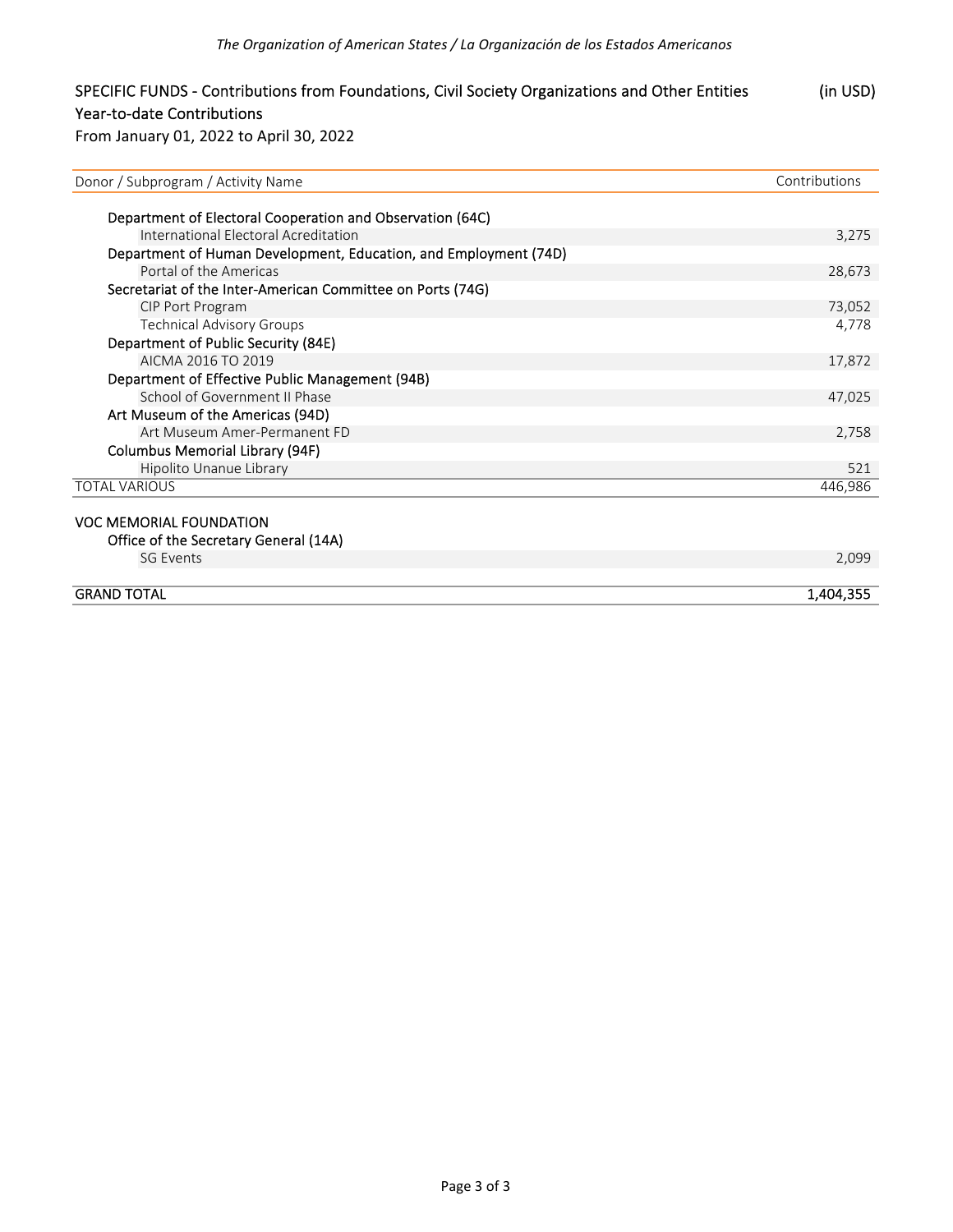*The Organization of American States / La Organización de los Estados Americanos*

## SPECIFIC FUNDS - Contributions from Foundations, Civil Society Organizations and Other Entities (in USD)

### Year-to-date Contributions

From January 01, 2022 to April 30, 2022

| Donor / Subprogram / Activity Name | Contributions |
|---|---|
| Department of Electoral Cooperation and Observation (64C) | |
| International Electoral Acreditation | 3,275 |
| Department of Human Development, Education, and Employment (74D) | |
| Portal of the Americas | 28,673 |
| Secretariat of the Inter-American Committee on Ports (74G) | |
| CIP Port Program | 73,052 |
| Technical Advisory Groups | 4,778 |
| Department of Public Security (84E) | |
| AICMA 2016 TO 2019 | 17,872 |
| Department of Effective Public Management (94B) | |
| School of Government II Phase | 47,025 |
| Art Museum of the Americas (94D) | |
| Art Museum Amer-Permanent FD | 2,758 |
| Columbus Memorial Library (94F) | |
| Hipolito Unanue Library | 521 |
| TOTAL VARIOUS | 446,986 |
| | |
| VOC MEMORIAL FOUNDATION | |
| Office of the Secretary General (14A) | |
| SG Events | 2,099 |
| | |
| GRAND TOTAL | 1,404,355 |